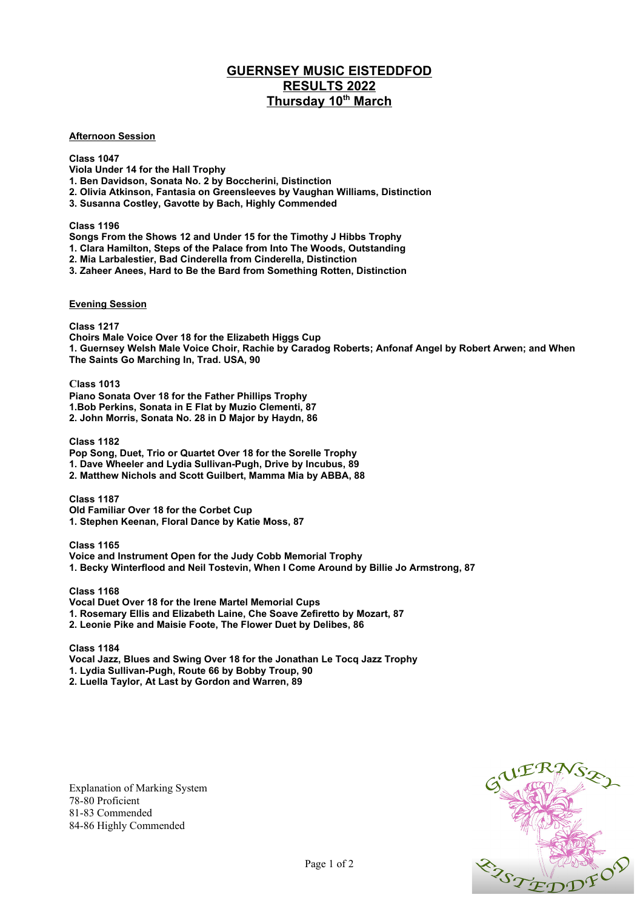# GUERNSEY MUSIC EISTEDDFOD
## RESULTS 2022
## Thursday 10th March

### Afternoon Session

**Class 1047**
**Viola Under 14 for the Hall Trophy**
**1. Ben Davidson, Sonata No. 2 by Boccherini, Distinction**
**2. Olivia Atkinson, Fantasia on Greensleeves by Vaughan Williams, Distinction**
**3. Susanna Costley, Gavotte by Bach, Highly Commended**

**Class 1196**
**Songs From the Shows 12 and Under 15 for the Timothy J Hibbs Trophy**
**1. Clara Hamilton, Steps of the Palace from Into The Woods, Outstanding**
**2. Mia Larbalestier, Bad Cinderella from Cinderella, Distinction**
**3. Zaheer Anees, Hard to Be the Bard from Something Rotten, Distinction**

### Evening Session

**Class 1217**
**Choirs Male Voice Over 18 for the Elizabeth Higgs Cup**
**1. Guernsey Welsh Male Voice Choir, Rachie by Caradog Roberts; Anfonaf Angel by Robert Arwen; and When The Saints Go Marching In, Trad. USA, 90**

**Class 1013**
**Piano Sonata Over 18 for the Father Phillips Trophy**
**1.Bob Perkins, Sonata in E Flat by Muzio Clementi, 87**
**2. John Morris, Sonata No. 28 in D Major by Haydn, 86**

**Class 1182**
**Pop Song, Duet, Trio or Quartet Over 18 for the Sorelle Trophy**
**1. Dave Wheeler and Lydia Sullivan-Pugh, Drive by Incubus, 89**
**2. Matthew Nichols and Scott Guilbert, Mamma Mia by ABBA, 88**

**Class 1187**
**Old Familiar Over 18 for the Corbet Cup**
**1. Stephen Keenan, Floral Dance by Katie Moss, 87**

**Class 1165**
**Voice and Instrument Open for the Judy Cobb Memorial Trophy**
**1. Becky Winterflood and Neil Tostevin, When I Come Around by Billie Jo Armstrong, 87**

**Class 1168**
**Vocal Duet Over 18 for the Irene Martel Memorial Cups**
**1. Rosemary Ellis and Elizabeth Laine, Che Soave Zefiretto by Mozart, 87**
**2. Leonie Pike and Maisie Foote, The Flower Duet by Delibes, 86**

**Class 1184**
**Vocal Jazz, Blues and Swing Over 18 for the Jonathan Le Tocq Jazz Trophy**
**1. Lydia Sullivan-Pugh, Route 66 by Bobby Troup, 90**
**2. Luella Taylor, At Last by Gordon and Warren, 89**

Explanation of Marking System
78-80 Proficient
81-83 Commended
84-86 Highly Commended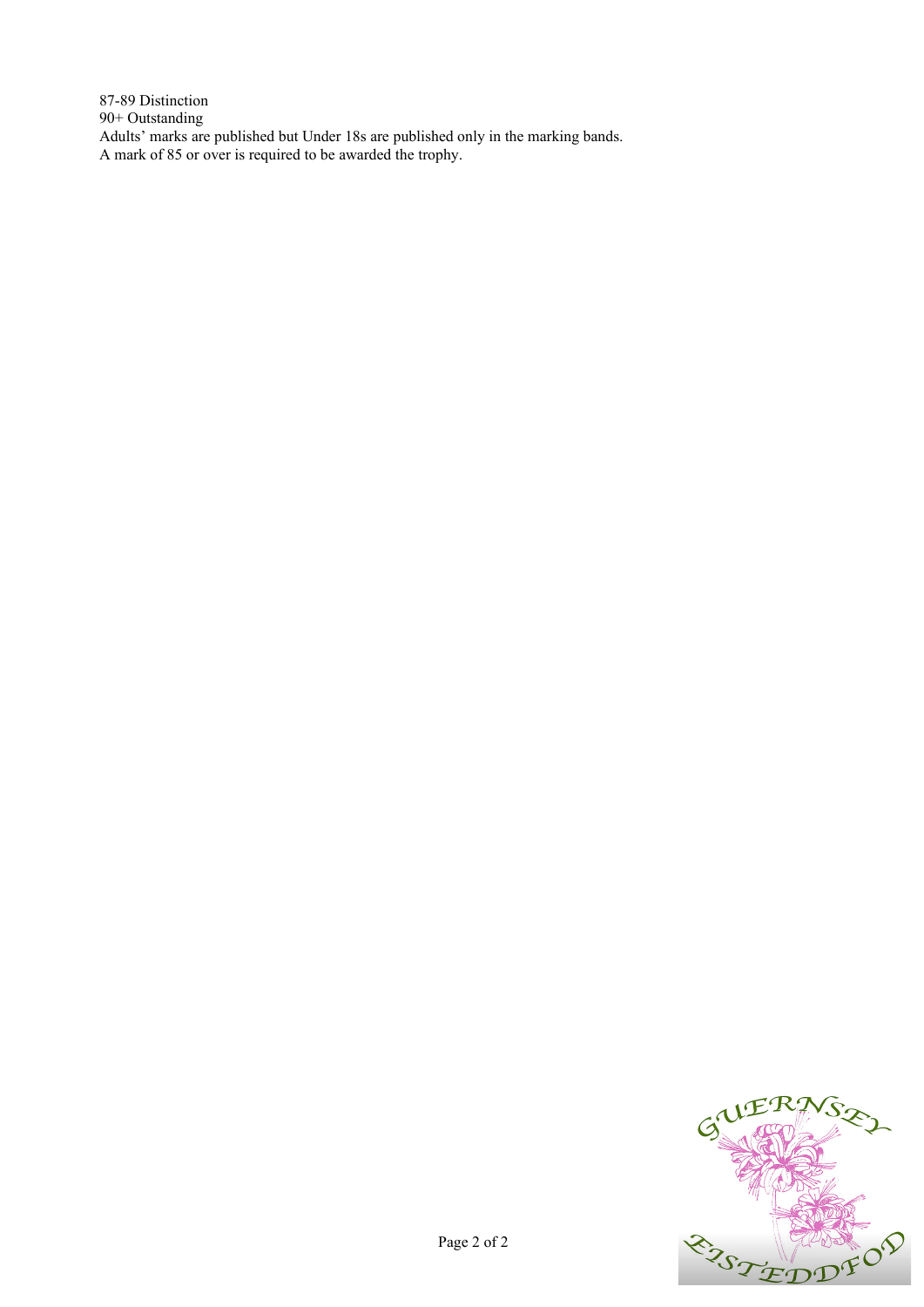87-89 Distinction
90+ Outstanding
Adults' marks are published but Under 18s are published only in the marking bands.
A mark of 85 or over is required to be awarded the trophy.